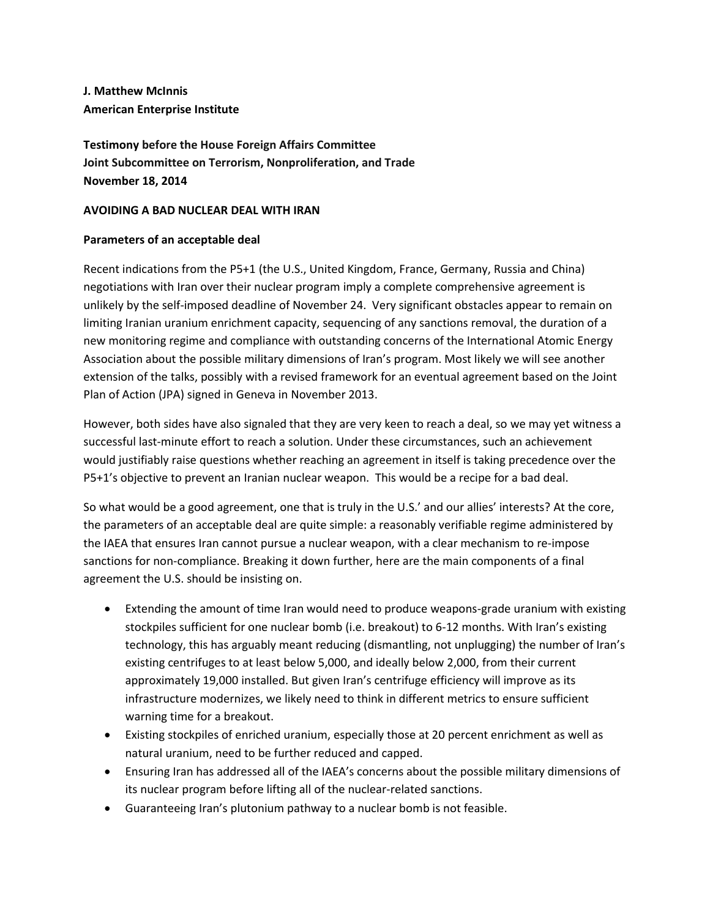**J. Matthew McInnis**
**American Enterprise Institute**

**Testimony before the House Foreign Affairs Committee**
**Joint Subcommittee on Terrorism, Nonproliferation, and Trade**
**November 18, 2014**

# AVOIDING A BAD NUCLEAR DEAL WITH IRAN

## Parameters of an acceptable deal

Recent indications from the P5+1 (the U.S., United Kingdom, France, Germany, Russia and China) negotiations with Iran over their nuclear program imply a complete comprehensive agreement is unlikely by the self-imposed deadline of November 24. Very significant obstacles appear to remain on limiting Iranian uranium enrichment capacity, sequencing of any sanctions removal, the duration of a new monitoring regime and compliance with outstanding concerns of the International Atomic Energy Association about the possible military dimensions of Iran's program. Most likely we will see another extension of the talks, possibly with a revised framework for an eventual agreement based on the Joint Plan of Action (JPA) signed in Geneva in November 2013.

However, both sides have also signaled that they are very keen to reach a deal, so we may yet witness a successful last-minute effort to reach a solution. Under these circumstances, such an achievement would justifiably raise questions whether reaching an agreement in itself is taking precedence over the P5+1's objective to prevent an Iranian nuclear weapon. This would be a recipe for a bad deal.

So what would be a good agreement, one that is truly in the U.S.' and our allies' interests? At the core, the parameters of an acceptable deal are quite simple: a reasonably verifiable regime administered by the IAEA that ensures Iran cannot pursue a nuclear weapon, with a clear mechanism to re-impose sanctions for non-compliance. Breaking it down further, here are the main components of a final agreement the U.S. should be insisting on.

- Extending the amount of time Iran would need to produce weapons-grade uranium with existing stockpiles sufficient for one nuclear bomb (i.e. breakout) to 6-12 months. With Iran's existing technology, this has arguably meant reducing (dismantling, not unplugging) the number of Iran's existing centrifuges to at least below 5,000, and ideally below 2,000, from their current approximately 19,000 installed. But given Iran's centrifuge efficiency will improve as its infrastructure modernizes, we likely need to think in different metrics to ensure sufficient warning time for a breakout.
- Existing stockpiles of enriched uranium, especially those at 20 percent enrichment as well as natural uranium, need to be further reduced and capped.
- Ensuring Iran has addressed all of the IAEA's concerns about the possible military dimensions of its nuclear program before lifting all of the nuclear-related sanctions.
- Guaranteeing Iran's plutonium pathway to a nuclear bomb is not feasible.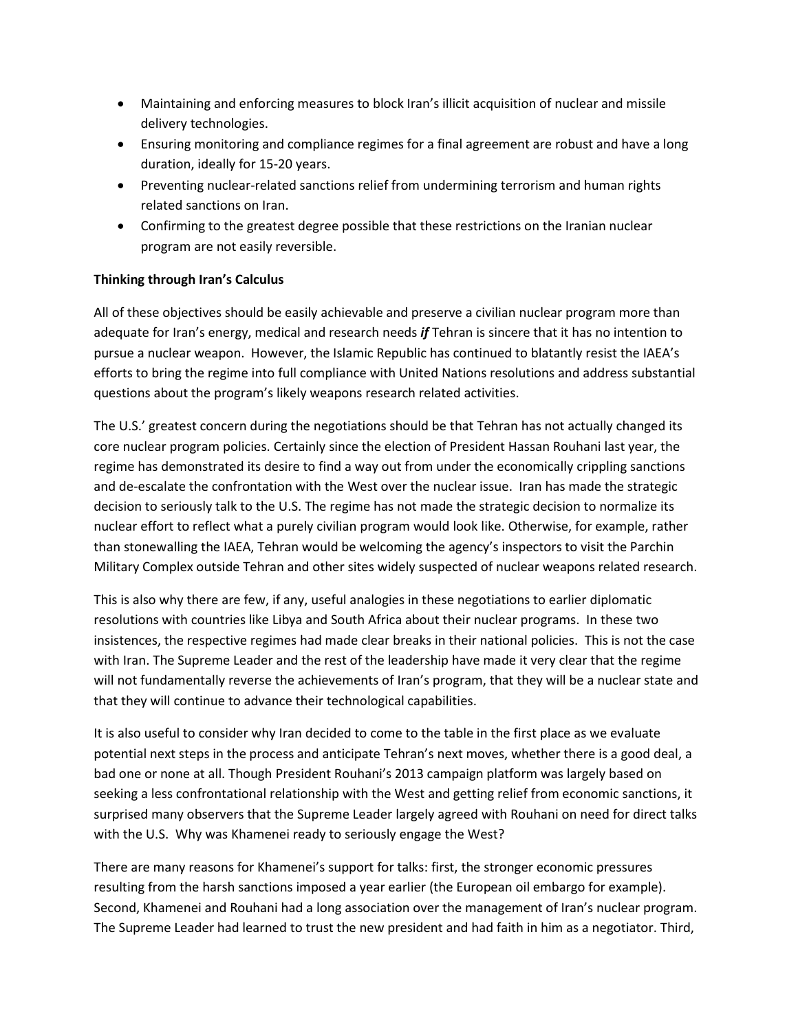- Maintaining and enforcing measures to block Iran's illicit acquisition of nuclear and missile delivery technologies.
- Ensuring monitoring and compliance regimes for a final agreement are robust and have a long duration, ideally for 15-20 years.
- Preventing nuclear-related sanctions relief from undermining terrorism and human rights related sanctions on Iran.
- Confirming to the greatest degree possible that these restrictions on the Iranian nuclear program are not easily reversible.

**Thinking through Iran's Calculus**

All of these objectives should be easily achievable and preserve a civilian nuclear program more than adequate for Iran's energy, medical and research needs ***if*** Tehran is sincere that it has no intention to pursue a nuclear weapon. However, the Islamic Republic has continued to blatantly resist the IAEA's efforts to bring the regime into full compliance with United Nations resolutions and address substantial questions about the program's likely weapons research related activities.

The U.S.' greatest concern during the negotiations should be that Tehran has not actually changed its core nuclear program policies. Certainly since the election of President Hassan Rouhani last year, the regime has demonstrated its desire to find a way out from under the economically crippling sanctions and de-escalate the confrontation with the West over the nuclear issue. Iran has made the strategic decision to seriously talk to the U.S. The regime has not made the strategic decision to normalize its nuclear effort to reflect what a purely civilian program would look like. Otherwise, for example, rather than stonewalling the IAEA, Tehran would be welcoming the agency's inspectors to visit the Parchin Military Complex outside Tehran and other sites widely suspected of nuclear weapons related research.

This is also why there are few, if any, useful analogies in these negotiations to earlier diplomatic resolutions with countries like Libya and South Africa about their nuclear programs. In these two insistences, the respective regimes had made clear breaks in their national policies. This is not the case with Iran. The Supreme Leader and the rest of the leadership have made it very clear that the regime will not fundamentally reverse the achievements of Iran's program, that they will be a nuclear state and that they will continue to advance their technological capabilities.

It is also useful to consider why Iran decided to come to the table in the first place as we evaluate potential next steps in the process and anticipate Tehran's next moves, whether there is a good deal, a bad one or none at all. Though President Rouhani's 2013 campaign platform was largely based on seeking a less confrontational relationship with the West and getting relief from economic sanctions, it surprised many observers that the Supreme Leader largely agreed with Rouhani on need for direct talks with the U.S. Why was Khamenei ready to seriously engage the West?

There are many reasons for Khamenei's support for talks: first, the stronger economic pressures resulting from the harsh sanctions imposed a year earlier (the European oil embargo for example). Second, Khamenei and Rouhani had a long association over the management of Iran's nuclear program. The Supreme Leader had learned to trust the new president and had faith in him as a negotiator. Third,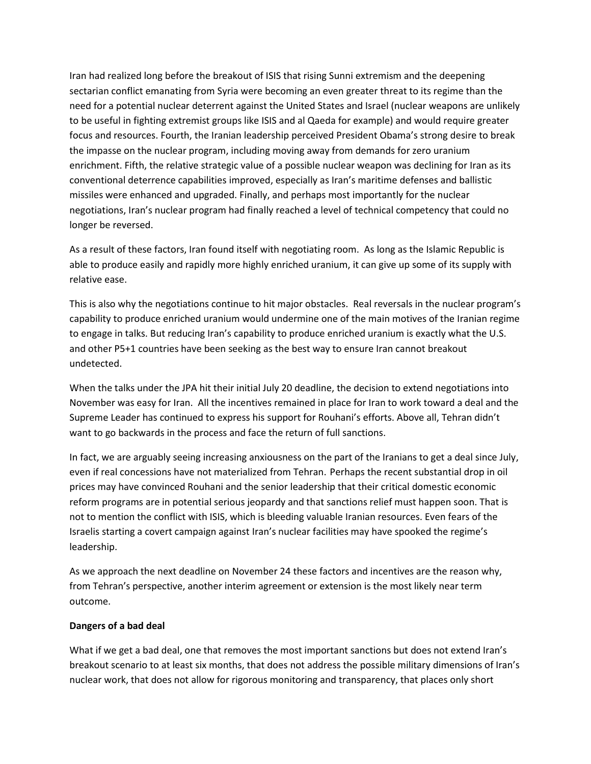Iran had realized long before the breakout of ISIS that rising Sunni extremism and the deepening sectarian conflict emanating from Syria were becoming an even greater threat to its regime than the need for a potential nuclear deterrent against the United States and Israel (nuclear weapons are unlikely to be useful in fighting extremist groups like ISIS and al Qaeda for example) and would require greater focus and resources. Fourth, the Iranian leadership perceived President Obama's strong desire to break the impasse on the nuclear program, including moving away from demands for zero uranium enrichment. Fifth, the relative strategic value of a possible nuclear weapon was declining for Iran as its conventional deterrence capabilities improved, especially as Iran's maritime defenses and ballistic missiles were enhanced and upgraded. Finally, and perhaps most importantly for the nuclear negotiations, Iran's nuclear program had finally reached a level of technical competency that could no longer be reversed.

As a result of these factors, Iran found itself with negotiating room. As long as the Islamic Republic is able to produce easily and rapidly more highly enriched uranium, it can give up some of its supply with relative ease.

This is also why the negotiations continue to hit major obstacles. Real reversals in the nuclear program's capability to produce enriched uranium would undermine one of the main motives of the Iranian regime to engage in talks. But reducing Iran's capability to produce enriched uranium is exactly what the U.S. and other P5+1 countries have been seeking as the best way to ensure Iran cannot breakout undetected.

When the talks under the JPA hit their initial July 20 deadline, the decision to extend negotiations into November was easy for Iran. All the incentives remained in place for Iran to work toward a deal and the Supreme Leader has continued to express his support for Rouhani's efforts. Above all, Tehran didn't want to go backwards in the process and face the return of full sanctions.

In fact, we are arguably seeing increasing anxiousness on the part of the Iranians to get a deal since July, even if real concessions have not materialized from Tehran. Perhaps the recent substantial drop in oil prices may have convinced Rouhani and the senior leadership that their critical domestic economic reform programs are in potential serious jeopardy and that sanctions relief must happen soon. That is not to mention the conflict with ISIS, which is bleeding valuable Iranian resources. Even fears of the Israelis starting a covert campaign against Iran's nuclear facilities may have spooked the regime's leadership.

As we approach the next deadline on November 24 these factors and incentives are the reason why, from Tehran's perspective, another interim agreement or extension is the most likely near term outcome.

**Dangers of a bad deal**

What if we get a bad deal, one that removes the most important sanctions but does not extend Iran's breakout scenario to at least six months, that does not address the possible military dimensions of Iran's nuclear work, that does not allow for rigorous monitoring and transparency, that places only short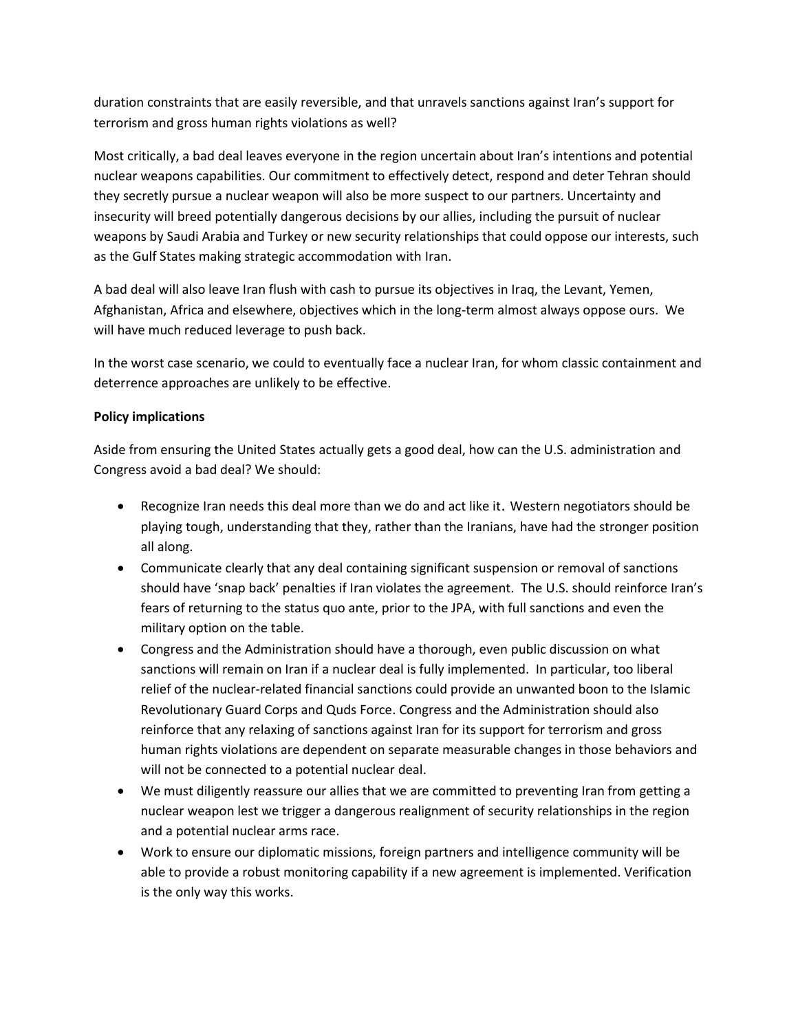duration constraints that are easily reversible, and that unravels sanctions against Iran's support for terrorism and gross human rights violations as well?

Most critically, a bad deal leaves everyone in the region uncertain about Iran's intentions and potential nuclear weapons capabilities. Our commitment to effectively detect, respond and deter Tehran should they secretly pursue a nuclear weapon will also be more suspect to our partners. Uncertainty and insecurity will breed potentially dangerous decisions by our allies, including the pursuit of nuclear weapons by Saudi Arabia and Turkey or new security relationships that could oppose our interests, such as the Gulf States making strategic accommodation with Iran.

A bad deal will also leave Iran flush with cash to pursue its objectives in Iraq, the Levant, Yemen, Afghanistan, Africa and elsewhere, objectives which in the long-term almost always oppose ours. We will have much reduced leverage to push back.

In the worst case scenario, we could to eventually face a nuclear Iran, for whom classic containment and deterrence approaches are unlikely to be effective.

**Policy implications**

Aside from ensuring the United States actually gets a good deal, how can the U.S. administration and Congress avoid a bad deal? We should:

- Recognize Iran needs this deal more than we do and act like it. Western negotiators should be playing tough, understanding that they, rather than the Iranians, have had the stronger position all along.
- Communicate clearly that any deal containing significant suspension or removal of sanctions should have 'snap back' penalties if Iran violates the agreement. The U.S. should reinforce Iran's fears of returning to the status quo ante, prior to the JPA, with full sanctions and even the military option on the table.
- Congress and the Administration should have a thorough, even public discussion on what sanctions will remain on Iran if a nuclear deal is fully implemented. In particular, too liberal relief of the nuclear-related financial sanctions could provide an unwanted boon to the Islamic Revolutionary Guard Corps and Quds Force. Congress and the Administration should also reinforce that any relaxing of sanctions against Iran for its support for terrorism and gross human rights violations are dependent on separate measurable changes in those behaviors and will not be connected to a potential nuclear deal.
- We must diligently reassure our allies that we are committed to preventing Iran from getting a nuclear weapon lest we trigger a dangerous realignment of security relationships in the region and a potential nuclear arms race.
- Work to ensure our diplomatic missions, foreign partners and intelligence community will be able to provide a robust monitoring capability if a new agreement is implemented. Verification is the only way this works.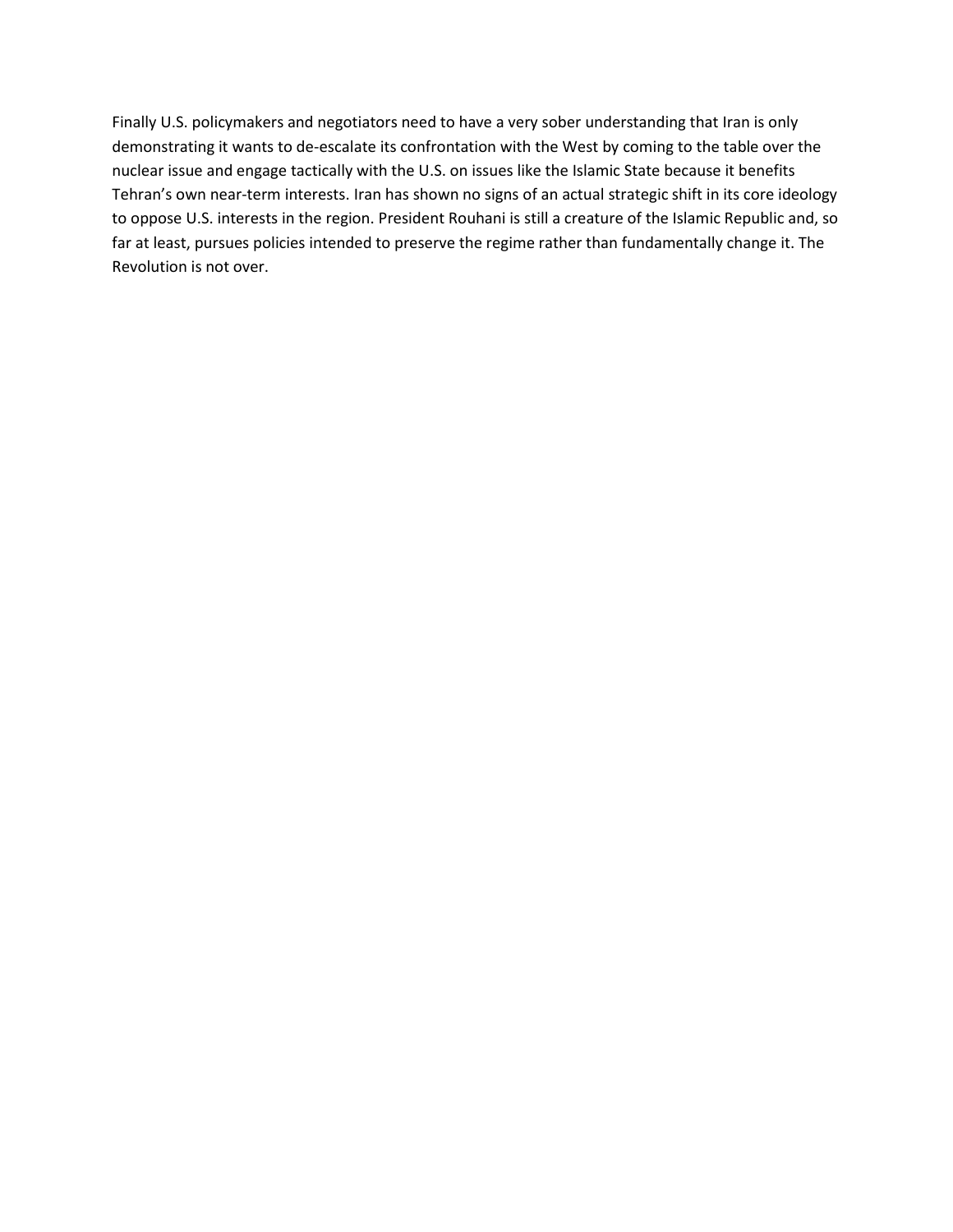Finally U.S. policymakers and negotiators need to have a very sober understanding that Iran is only demonstrating it wants to de-escalate its confrontation with the West by coming to the table over the nuclear issue and engage tactically with the U.S. on issues like the Islamic State because it benefits Tehran's own near-term interests. Iran has shown no signs of an actual strategic shift in its core ideology to oppose U.S. interests in the region. President Rouhani is still a creature of the Islamic Republic and, so far at least, pursues policies intended to preserve the regime rather than fundamentally change it. The Revolution is not over.